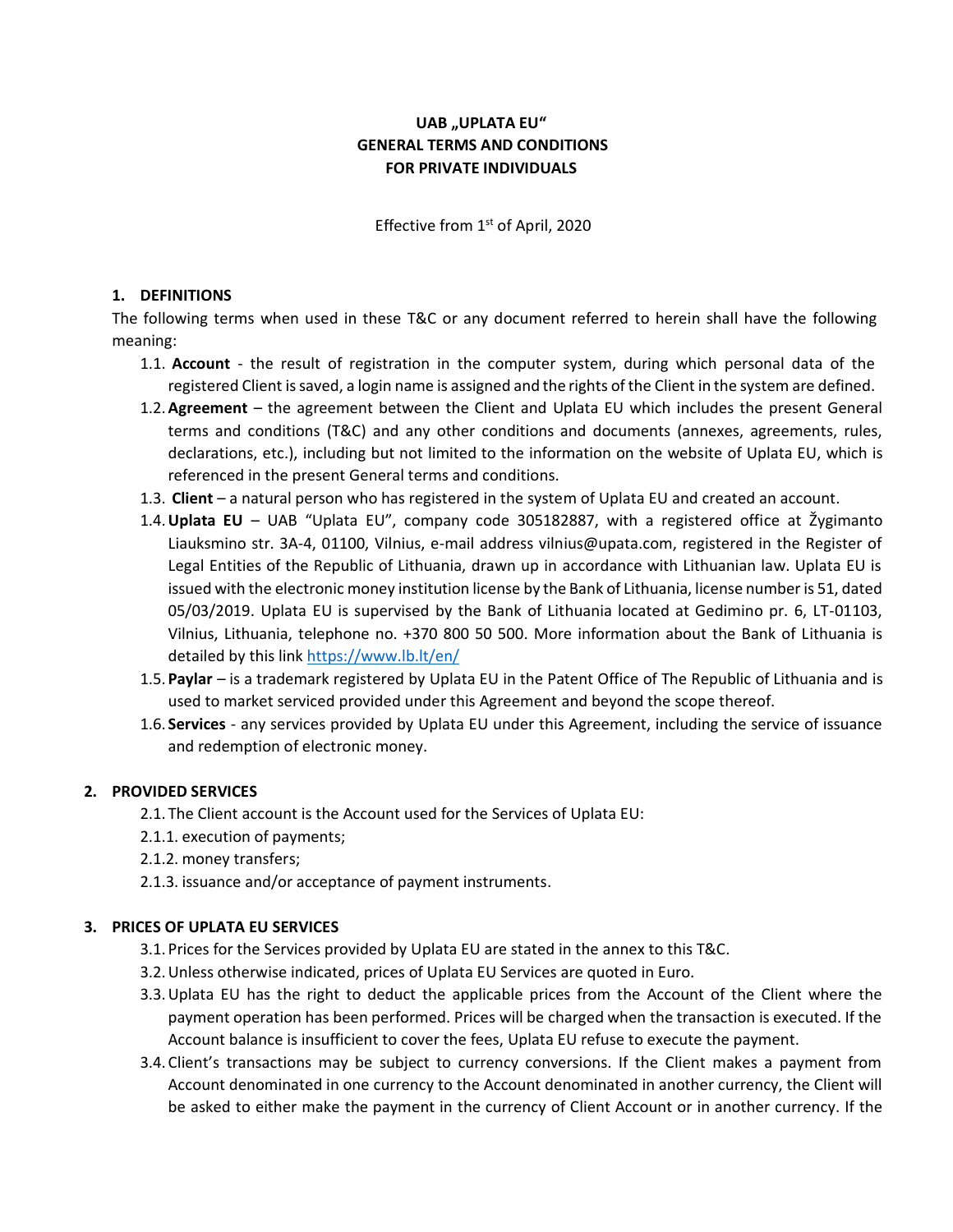**UAB „UPLATA EU“**
**GENERAL TERMS AND CONDITIONS**
**FOR PRIVATE INDIVIDUALS**

Effective from 1st of April, 2020

## 1. DEFINITIONS

The following terms when used in these T&C or any document referred to herein shall have the following meaning:

1.1. **Account** - the result of registration in the computer system, during which personal data of the registered Client is saved, a login name is assigned and the rights of the Client in the system are defined.

1.2. **Agreement** – the agreement between the Client and Uplata EU which includes the present General terms and conditions (T&C) and any other conditions and documents (annexes, agreements, rules, declarations, etc.), including but not limited to the information on the website of Uplata EU, which is referenced in the present General terms and conditions.

1.3. **Client** – a natural person who has registered in the system of Uplata EU and created an account.

1.4. **Uplata EU** – UAB "Uplata EU", company code 305182887, with a registered office at Žygimanto Liauksmino str. 3A-4, 01100, Vilnius, e-mail address vilnius@upata.com, registered in the Register of Legal Entities of the Republic of Lithuania, drawn up in accordance with Lithuanian law. Uplata EU is issued with the electronic money institution license by the Bank of Lithuania, license number is 51, dated 05/03/2019. Uplata EU is supervised by the Bank of Lithuania located at Gedimino pr. 6, LT-01103, Vilnius, Lithuania, telephone no. +370 800 50 500. More information about the Bank of Lithuania is detailed by this link https://www.lb.lt/en/

1.5. **Paylar** – is a trademark registered by Uplata EU in the Patent Office of The Republic of Lithuania and is used to market serviced provided under this Agreement and beyond the scope thereof.

1.6. **Services** - any services provided by Uplata EU under this Agreement, including the service of issuance and redemption of electronic money.

## 2. PROVIDED SERVICES

2.1. The Client account is the Account used for the Services of Uplata EU:

2.1.1. execution of payments;

2.1.2. money transfers;

2.1.3. issuance and/or acceptance of payment instruments.

## 3. PRICES OF UPLATA EU SERVICES

3.1. Prices for the Services provided by Uplata EU are stated in the annex to this T&C.

3.2. Unless otherwise indicated, prices of Uplata EU Services are quoted in Euro.

3.3. Uplata EU has the right to deduct the applicable prices from the Account of the Client where the payment operation has been performed. Prices will be charged when the transaction is executed. If the Account balance is insufficient to cover the fees, Uplata EU refuse to execute the payment.

3.4. Client's transactions may be subject to currency conversions. If the Client makes a payment from Account denominated in one currency to the Account denominated in another currency, the Client will be asked to either make the payment in the currency of Client Account or in another currency. If the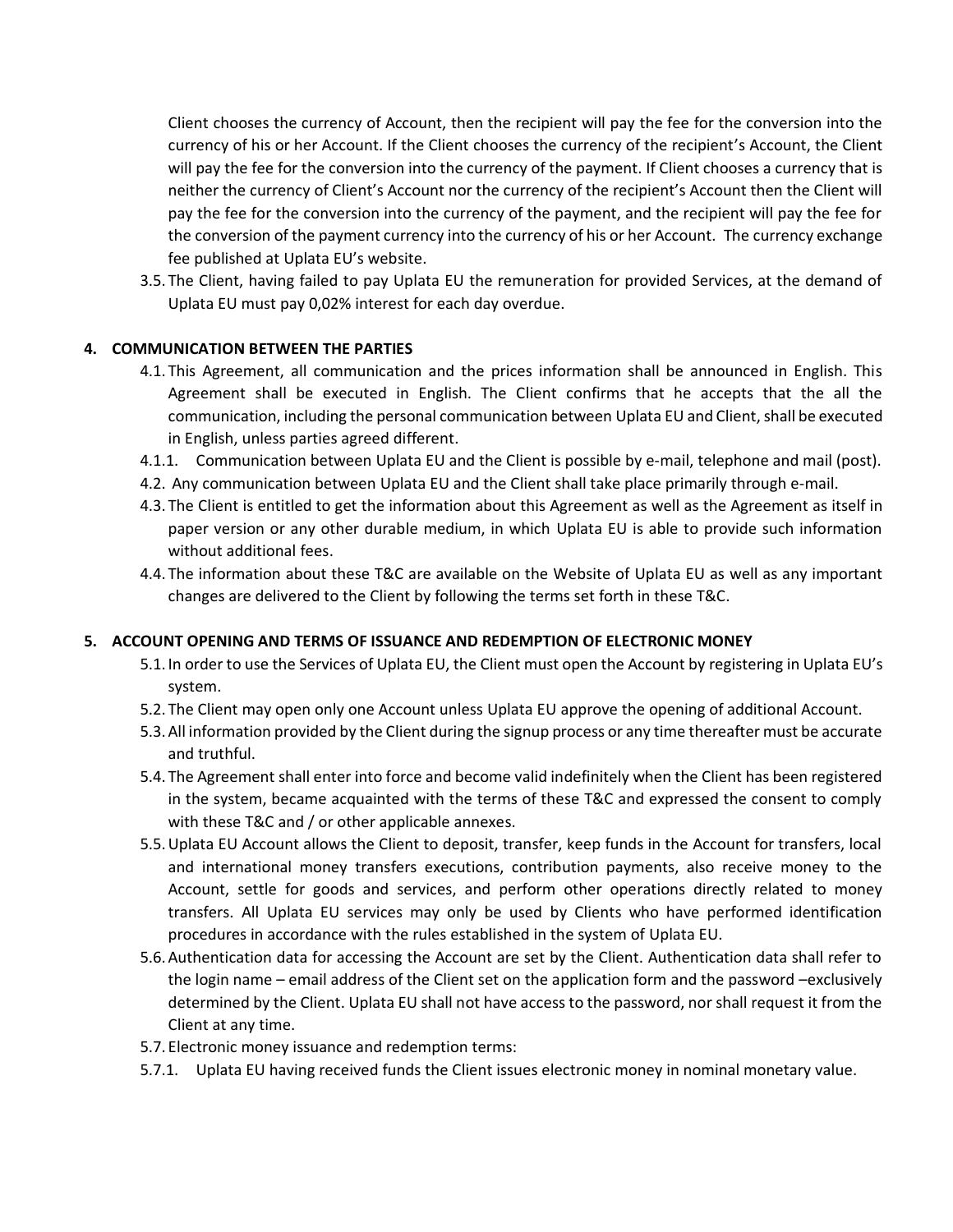Client chooses the currency of Account, then the recipient will pay the fee for the conversion into the currency of his or her Account. If the Client chooses the currency of the recipient's Account, the Client will pay the fee for the conversion into the currency of the payment. If Client chooses a currency that is neither the currency of Client's Account nor the currency of the recipient's Account then the Client will pay the fee for the conversion into the currency of the payment, and the recipient will pay the fee for the conversion of the payment currency into the currency of his or her Account. The currency exchange fee published at Uplata EU's website.

3.5. The Client, having failed to pay Uplata EU the remuneration for provided Services, at the demand of Uplata EU must pay 0,02% interest for each day overdue.

## 4. COMMUNICATION BETWEEN THE PARTIES

4.1. This Agreement, all communication and the prices information shall be announced in English. This Agreement shall be executed in English. The Client confirms that he accepts that the all the communication, including the personal communication between Uplata EU and Client, shall be executed in English, unless parties agreed different.

4.1.1. Communication between Uplata EU and the Client is possible by e-mail, telephone and mail (post).

4.2. Any communication between Uplata EU and the Client shall take place primarily through e-mail.

4.3. The Client is entitled to get the information about this Agreement as well as the Agreement as itself in paper version or any other durable medium, in which Uplata EU is able to provide such information without additional fees.

4.4. The information about these T&C are available on the Website of Uplata EU as well as any important changes are delivered to the Client by following the terms set forth in these T&C.

## 5. ACCOUNT OPENING AND TERMS OF ISSUANCE AND REDEMPTION OF ELECTRONIC MONEY

5.1. In order to use the Services of Uplata EU, the Client must open the Account by registering in Uplata EU's system.

5.2. The Client may open only one Account unless Uplata EU approve the opening of additional Account.

5.3. All information provided by the Client during the signup process or any time thereafter must be accurate and truthful.

5.4. The Agreement shall enter into force and become valid indefinitely when the Client has been registered in the system, became acquainted with the terms of these T&C and expressed the consent to comply with these T&C and / or other applicable annexes.

5.5. Uplata EU Account allows the Client to deposit, transfer, keep funds in the Account for transfers, local and international money transfers executions, contribution payments, also receive money to the Account, settle for goods and services, and perform other operations directly related to money transfers. All Uplata EU services may only be used by Clients who have performed identification procedures in accordance with the rules established in the system of Uplata EU.

5.6. Authentication data for accessing the Account are set by the Client. Authentication data shall refer to the login name – email address of the Client set on the application form and the password –exclusively determined by the Client. Uplata EU shall not have access to the password, nor shall request it from the Client at any time.

5.7. Electronic money issuance and redemption terms:

5.7.1. Uplata EU having received funds the Client issues electronic money in nominal monetary value.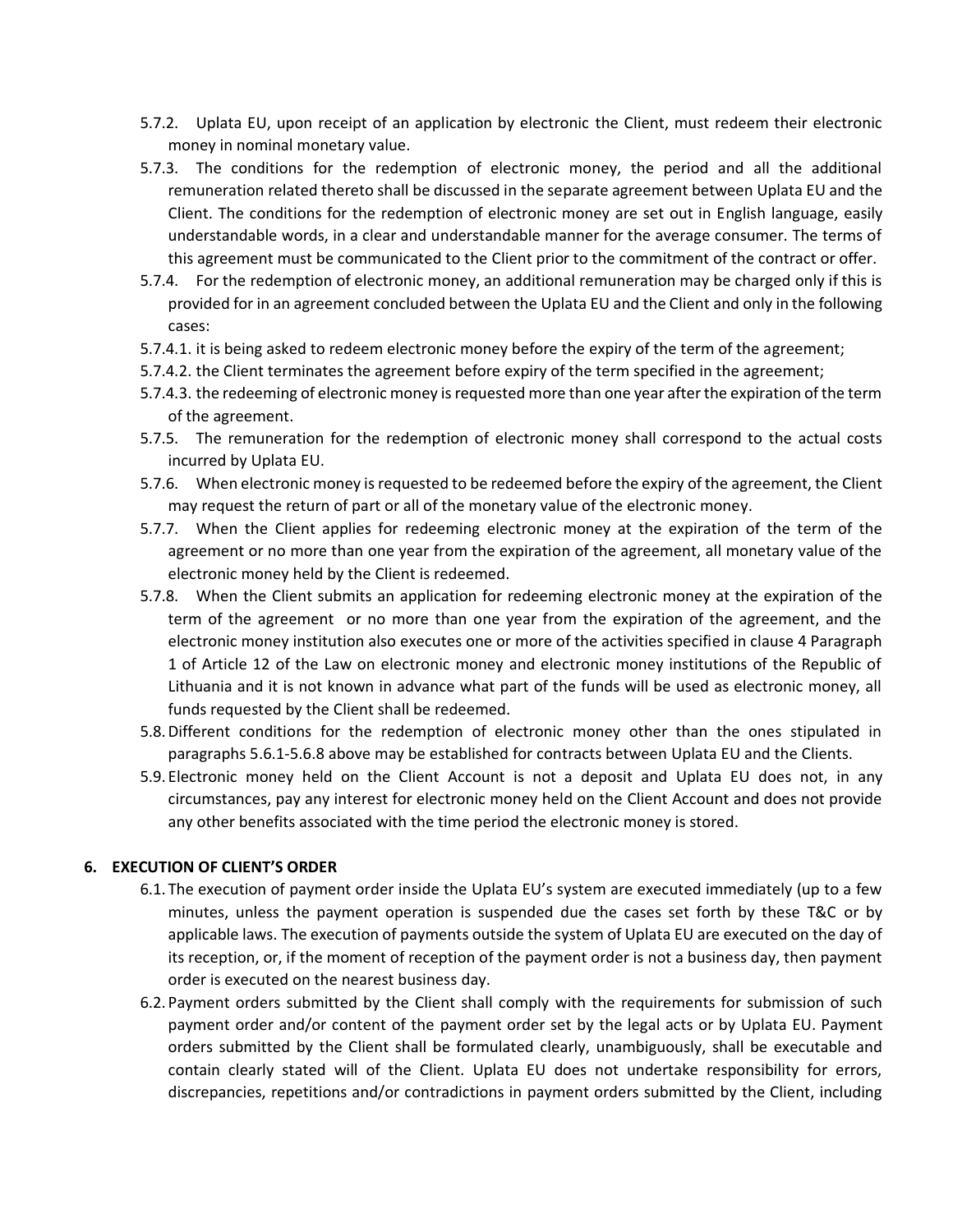5.7.2. Uplata EU, upon receipt of an application by electronic the Client, must redeem their electronic money in nominal monetary value.

5.7.3. The conditions for the redemption of electronic money, the period and all the additional remuneration related thereto shall be discussed in the separate agreement between Uplata EU and the Client. The conditions for the redemption of electronic money are set out in English language, easily understandable words, in a clear and understandable manner for the average consumer. The terms of this agreement must be communicated to the Client prior to the commitment of the contract or offer.

5.7.4. For the redemption of electronic money, an additional remuneration may be charged only if this is provided for in an agreement concluded between the Uplata EU and the Client and only in the following cases:

5.7.4.1. it is being asked to redeem electronic money before the expiry of the term of the agreement;

5.7.4.2. the Client terminates the agreement before expiry of the term specified in the agreement;

5.7.4.3. the redeeming of electronic money is requested more than one year after the expiration of the term of the agreement.

5.7.5. The remuneration for the redemption of electronic money shall correspond to the actual costs incurred by Uplata EU.

5.7.6. When electronic money is requested to be redeemed before the expiry of the agreement, the Client may request the return of part or all of the monetary value of the electronic money.

5.7.7. When the Client applies for redeeming electronic money at the expiration of the term of the agreement or no more than one year from the expiration of the agreement, all monetary value of the electronic money held by the Client is redeemed.

5.7.8. When the Client submits an application for redeeming electronic money at the expiration of the term of the agreement or no more than one year from the expiration of the agreement, and the electronic money institution also executes one or more of the activities specified in clause 4 Paragraph 1 of Article 12 of the Law on electronic money and electronic money institutions of the Republic of Lithuania and it is not known in advance what part of the funds will be used as electronic money, all funds requested by the Client shall be redeemed.

5.8. Different conditions for the redemption of electronic money other than the ones stipulated in paragraphs 5.6.1-5.6.8 above may be established for contracts between Uplata EU and the Clients.

5.9. Electronic money held on the Client Account is not a deposit and Uplata EU does not, in any circumstances, pay any interest for electronic money held on the Client Account and does not provide any other benefits associated with the time period the electronic money is stored.

## 6. EXECUTION OF CLIENT'S ORDER

6.1. The execution of payment order inside the Uplata EU's system are executed immediately (up to a few minutes, unless the payment operation is suspended due the cases set forth by these T&C or by applicable laws. The execution of payments outside the system of Uplata EU are executed on the day of its reception, or, if the moment of reception of the payment order is not a business day, then payment order is executed on the nearest business day.

6.2. Payment orders submitted by the Client shall comply with the requirements for submission of such payment order and/or content of the payment order set by the legal acts or by Uplata EU. Payment orders submitted by the Client shall be formulated clearly, unambiguously, shall be executable and contain clearly stated will of the Client. Uplata EU does not undertake responsibility for errors, discrepancies, repetitions and/or contradictions in payment orders submitted by the Client, including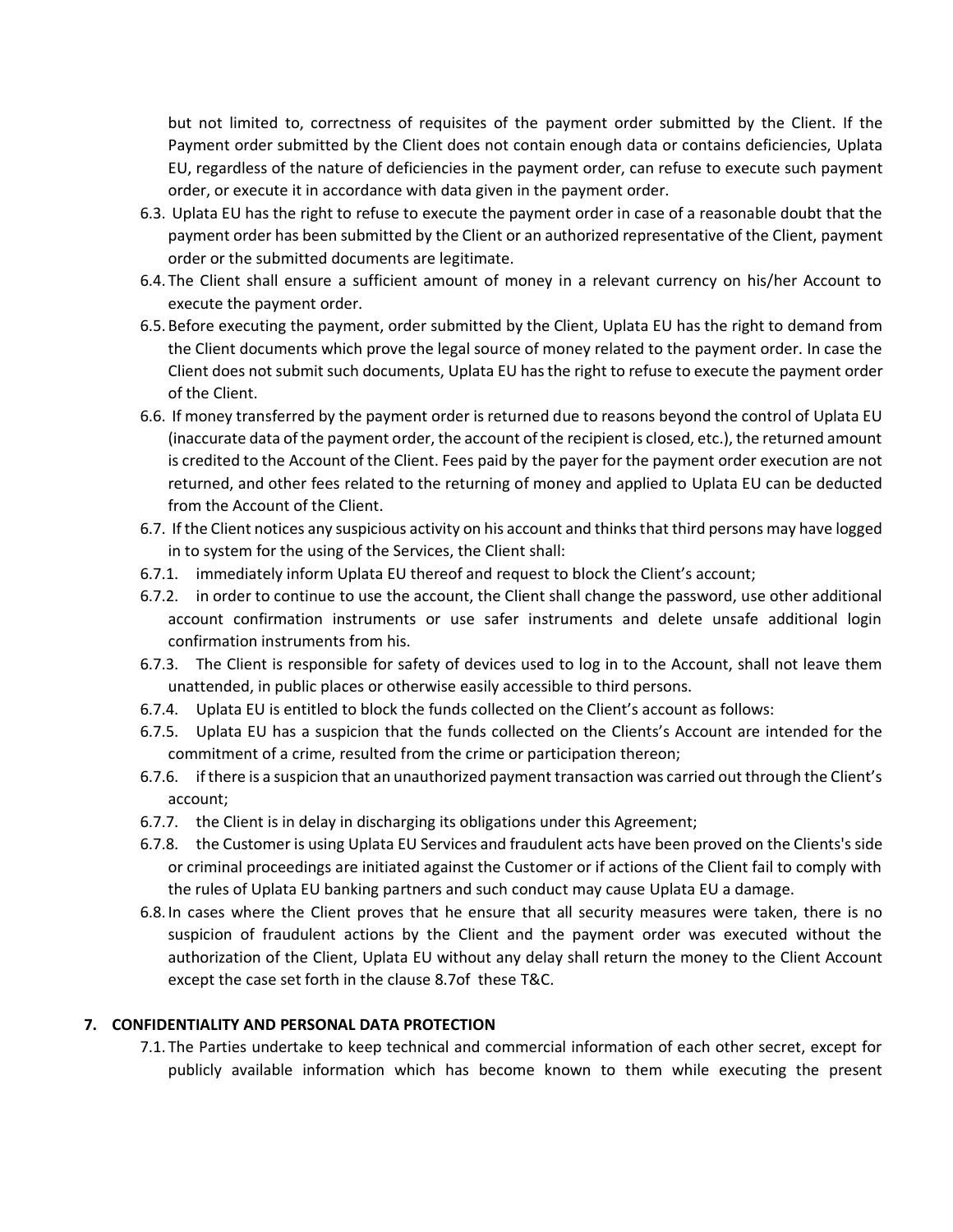but not limited to, correctness of requisites of the payment order submitted by the Client. If the Payment order submitted by the Client does not contain enough data or contains deficiencies, Uplata EU, regardless of the nature of deficiencies in the payment order, can refuse to execute such payment order, or execute it in accordance with data given in the payment order.

6.3. Uplata EU has the right to refuse to execute the payment order in case of a reasonable doubt that the payment order has been submitted by the Client or an authorized representative of the Client, payment order or the submitted documents are legitimate.

6.4. The Client shall ensure a sufficient amount of money in a relevant currency on his/her Account to execute the payment order.

6.5. Before executing the payment, order submitted by the Client, Uplata EU has the right to demand from the Client documents which prove the legal source of money related to the payment order. In case the Client does not submit such documents, Uplata EU has the right to refuse to execute the payment order of the Client.

6.6. If money transferred by the payment order is returned due to reasons beyond the control of Uplata EU (inaccurate data of the payment order, the account of the recipient is closed, etc.), the returned amount is credited to the Account of the Client. Fees paid by the payer for the payment order execution are not returned, and other fees related to the returning of money and applied to Uplata EU can be deducted from the Account of the Client.

6.7. If the Client notices any suspicious activity on his account and thinks that third persons may have logged in to system for the using of the Services, the Client shall:

6.7.1. immediately inform Uplata EU thereof and request to block the Client's account;

6.7.2. in order to continue to use the account, the Client shall change the password, use other additional account confirmation instruments or use safer instruments and delete unsafe additional login confirmation instruments from his.

6.7.3. The Client is responsible for safety of devices used to log in to the Account, shall not leave them unattended, in public places or otherwise easily accessible to third persons.

6.7.4. Uplata EU is entitled to block the funds collected on the Client's account as follows:

6.7.5. Uplata EU has a suspicion that the funds collected on the Clients's Account are intended for the commitment of a crime, resulted from the crime or participation thereon;

6.7.6. if there is a suspicion that an unauthorized payment transaction was carried out through the Client's account;

6.7.7. the Client is in delay in discharging its obligations under this Agreement;

6.7.8. the Customer is using Uplata EU Services and fraudulent acts have been proved on the Clients's side or criminal proceedings are initiated against the Customer or if actions of the Client fail to comply with the rules of Uplata EU banking partners and such conduct may cause Uplata EU a damage.

6.8. In cases where the Client proves that he ensure that all security measures were taken, there is no suspicion of fraudulent actions by the Client and the payment order was executed without the authorization of the Client, Uplata EU without any delay shall return the money to the Client Account except the case set forth in the clause 8.7of these T&C.

## 7. CONFIDENTIALITY AND PERSONAL DATA PROTECTION

7.1. The Parties undertake to keep technical and commercial information of each other secret, except for publicly available information which has become known to them while executing the present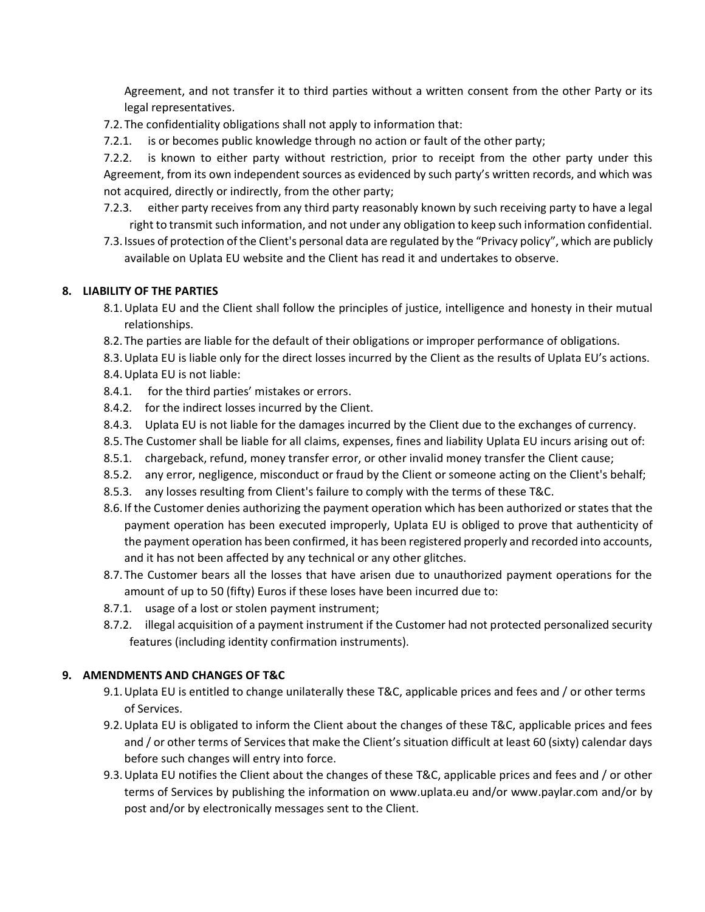Agreement, and not transfer it to third parties without a written consent from the other Party or its legal representatives.

7.2. The confidentiality obligations shall not apply to information that:

7.2.1. is or becomes public knowledge through no action or fault of the other party;

7.2.2. is known to either party without restriction, prior to receipt from the other party under this Agreement, from its own independent sources as evidenced by such party's written records, and which was not acquired, directly or indirectly, from the other party;

7.2.3. either party receives from any third party reasonably known by such receiving party to have a legal right to transmit such information, and not under any obligation to keep such information confidential.

7.3. Issues of protection of the Client's personal data are regulated by the "Privacy policy", which are publicly available on Uplata EU website and the Client has read it and undertakes to observe.

## 8. LIABILITY OF THE PARTIES

8.1. Uplata EU and the Client shall follow the principles of justice, intelligence and honesty in their mutual relationships.

8.2. The parties are liable for the default of their obligations or improper performance of obligations.

8.3. Uplata EU is liable only for the direct losses incurred by the Client as the results of Uplata EU's actions.

8.4. Uplata EU is not liable:

8.4.1. for the third parties' mistakes or errors.

8.4.2. for the indirect losses incurred by the Client.

8.4.3. Uplata EU is not liable for the damages incurred by the Client due to the exchanges of currency.

8.5. The Customer shall be liable for all claims, expenses, fines and liability Uplata EU incurs arising out of:

8.5.1. chargeback, refund, money transfer error, or other invalid money transfer the Client cause;

8.5.2. any error, negligence, misconduct or fraud by the Client or someone acting on the Client's behalf;

8.5.3. any losses resulting from Client's failure to comply with the terms of these T&C.

8.6. If the Customer denies authorizing the payment operation which has been authorized or states that the payment operation has been executed improperly, Uplata EU is obliged to prove that authenticity of the payment operation has been confirmed, it has been registered properly and recorded into accounts, and it has not been affected by any technical or any other glitches.

8.7. The Customer bears all the losses that have arisen due to unauthorized payment operations for the amount of up to 50 (fifty) Euros if these loses have been incurred due to:

8.7.1. usage of a lost or stolen payment instrument;

8.7.2. illegal acquisition of a payment instrument if the Customer had not protected personalized security features (including identity confirmation instruments).

## 9. AMENDMENTS AND CHANGES OF T&C

9.1. Uplata EU is entitled to change unilaterally these T&C, applicable prices and fees and / or other terms of Services.

9.2. Uplata EU is obligated to inform the Client about the changes of these T&C, applicable prices and fees and / or other terms of Services that make the Client's situation difficult at least 60 (sixty) calendar days before such changes will entry into force.

9.3. Uplata EU notifies the Client about the changes of these T&C, applicable prices and fees and / or other terms of Services by publishing the information on www.uplata.eu and/or www.paylar.com and/or by post and/or by electronically messages sent to the Client.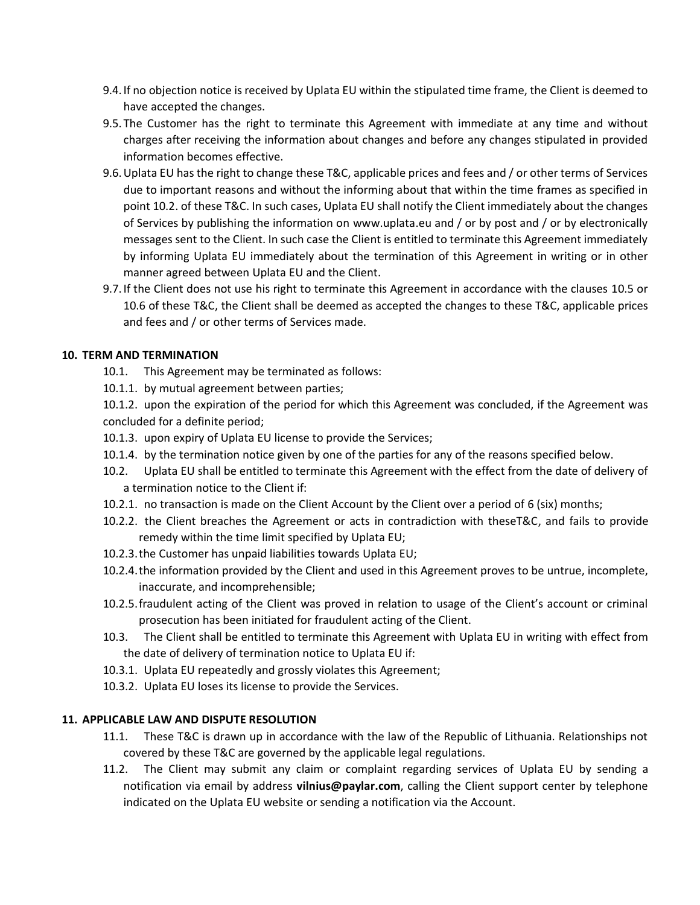9.4. If no objection notice is received by Uplata EU within the stipulated time frame, the Client is deemed to have accepted the changes.

9.5. The Customer has the right to terminate this Agreement with immediate at any time and without charges after receiving the information about changes and before any changes stipulated in provided information becomes effective.

9.6. Uplata EU has the right to change these T&C, applicable prices and fees and / or other terms of Services due to important reasons and without the informing about that within the time frames as specified in point 10.2. of these T&C. In such cases, Uplata EU shall notify the Client immediately about the changes of Services by publishing the information on www.uplata.eu and / or by post and / or by electronically messages sent to the Client. In such case the Client is entitled to terminate this Agreement immediately by informing Uplata EU immediately about the termination of this Agreement in writing or in other manner agreed between Uplata EU and the Client.

9.7. If the Client does not use his right to terminate this Agreement in accordance with the clauses 10.5 or 10.6 of these T&C, the Client shall be deemed as accepted the changes to these T&C, applicable prices and fees and / or other terms of Services made.

**10. TERM AND TERMINATION**

10.1. This Agreement may be terminated as follows:

10.1.1. by mutual agreement between parties;

10.1.2. upon the expiration of the period for which this Agreement was concluded, if the Agreement was concluded for a definite period;

10.1.3. upon expiry of Uplata EU license to provide the Services;

10.1.4. by the termination notice given by one of the parties for any of the reasons specified below.

10.2. Uplata EU shall be entitled to terminate this Agreement with the effect from the date of delivery of a termination notice to the Client if:

10.2.1. no transaction is made on the Client Account by the Client over a period of 6 (six) months;

10.2.2. the Client breaches the Agreement or acts in contradiction with theseT&C, and fails to provide remedy within the time limit specified by Uplata EU;

10.2.3. the Customer has unpaid liabilities towards Uplata EU;

10.2.4. the information provided by the Client and used in this Agreement proves to be untrue, incomplete, inaccurate, and incomprehensible;

10.2.5. fraudulent acting of the Client was proved in relation to usage of the Client's account or criminal prosecution has been initiated for fraudulent acting of the Client.

10.3. The Client shall be entitled to terminate this Agreement with Uplata EU in writing with effect from the date of delivery of termination notice to Uplata EU if:

10.3.1. Uplata EU repeatedly and grossly violates this Agreement;

10.3.2. Uplata EU loses its license to provide the Services.

**11. APPLICABLE LAW AND DISPUTE RESOLUTION**

11.1. These T&C is drawn up in accordance with the law of the Republic of Lithuania. Relationships not covered by these T&C are governed by the applicable legal regulations.

11.2. The Client may submit any claim or complaint regarding services of Uplata EU by sending a notification via email by address **vilnius@paylar.com**, calling the Client support center by telephone indicated on the Uplata EU website or sending a notification via the Account.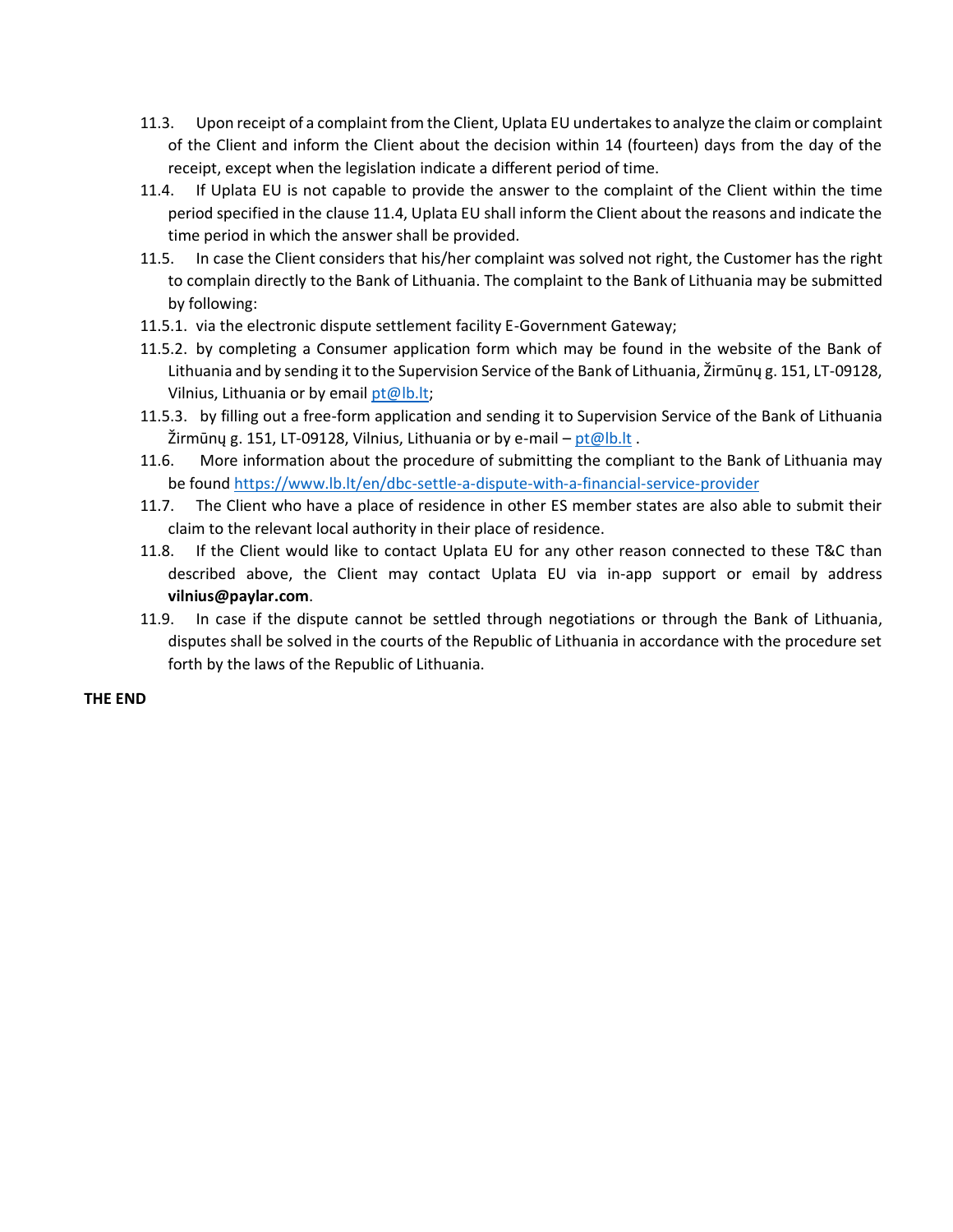11.3. Upon receipt of a complaint from the Client, Uplata EU undertakes to analyze the claim or complaint of the Client and inform the Client about the decision within 14 (fourteen) days from the day of the receipt, except when the legislation indicate a different period of time.

11.4. If Uplata EU is not capable to provide the answer to the complaint of the Client within the time period specified in the clause 11.4, Uplata EU shall inform the Client about the reasons and indicate the time period in which the answer shall be provided.

11.5. In case the Client considers that his/her complaint was solved not right, the Customer has the right to complain directly to the Bank of Lithuania. The complaint to the Bank of Lithuania may be submitted by following:

11.5.1. via the electronic dispute settlement facility E-Government Gateway;

11.5.2. by completing a Consumer application form which may be found in the website of the Bank of Lithuania and by sending it to the Supervision Service of the Bank of Lithuania, Žirmūnų g. 151, LT-09128, Vilnius, Lithuania or by email pt@lb.lt;

11.5.3. by filling out a free-form application and sending it to Supervision Service of the Bank of Lithuania Žirmūnų g. 151, LT-09128, Vilnius, Lithuania or by e-mail – pt@lb.lt .

11.6. More information about the procedure of submitting the compliant to the Bank of Lithuania may be found https://www.lb.lt/en/dbc-settle-a-dispute-with-a-financial-service-provider

11.7. The Client who have a place of residence in other ES member states are also able to submit their claim to the relevant local authority in their place of residence.

11.8. If the Client would like to contact Uplata EU for any other reason connected to these T&C than described above, the Client may contact Uplata EU via in-app support or email by address **vilnius@paylar.com**.

11.9. In case if the dispute cannot be settled through negotiations or through the Bank of Lithuania, disputes shall be solved in the courts of the Republic of Lithuania in accordance with the procedure set forth by the laws of the Republic of Lithuania.

**THE END**